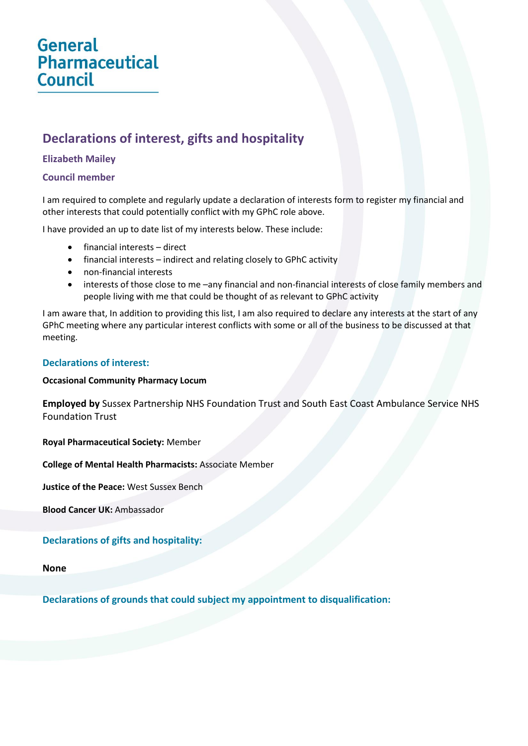General Pharmaceutical Council

# Declarations of interest, gifts and hospitality

### Elizabeth Mailey

### Council member

I am required to complete and regularly update a declaration of interests form to register my financial and other interests that could potentially conflict with my GPhC role above.

I have provided an up to date list of my interests below. These include:

- financial interests – direct
- financial interests – indirect and relating closely to GPhC activity
- non-financial interests
- interests of those close to me –any financial and non-financial interests of close family members and people living with me that could be thought of as relevant to GPhC activity

I am aware that, In addition to providing this list, I am also required to declare any interests at the start of any GPhC meeting where any particular interest conflicts with some or all of the business to be discussed at that meeting.

## Declarations of interest:

**Occasional Community Pharmacy Locum**

**Employed by** Sussex Partnership NHS Foundation Trust and South East Coast Ambulance Service NHS Foundation Trust

**Royal Pharmaceutical Society:** Member

**College of Mental Health Pharmacists:** Associate Member

**Justice of the Peace:** West Sussex Bench

**Blood Cancer UK:** Ambassador

## Declarations of gifts and hospitality:

**None**

## Declarations of grounds that could subject my appointment to disqualification: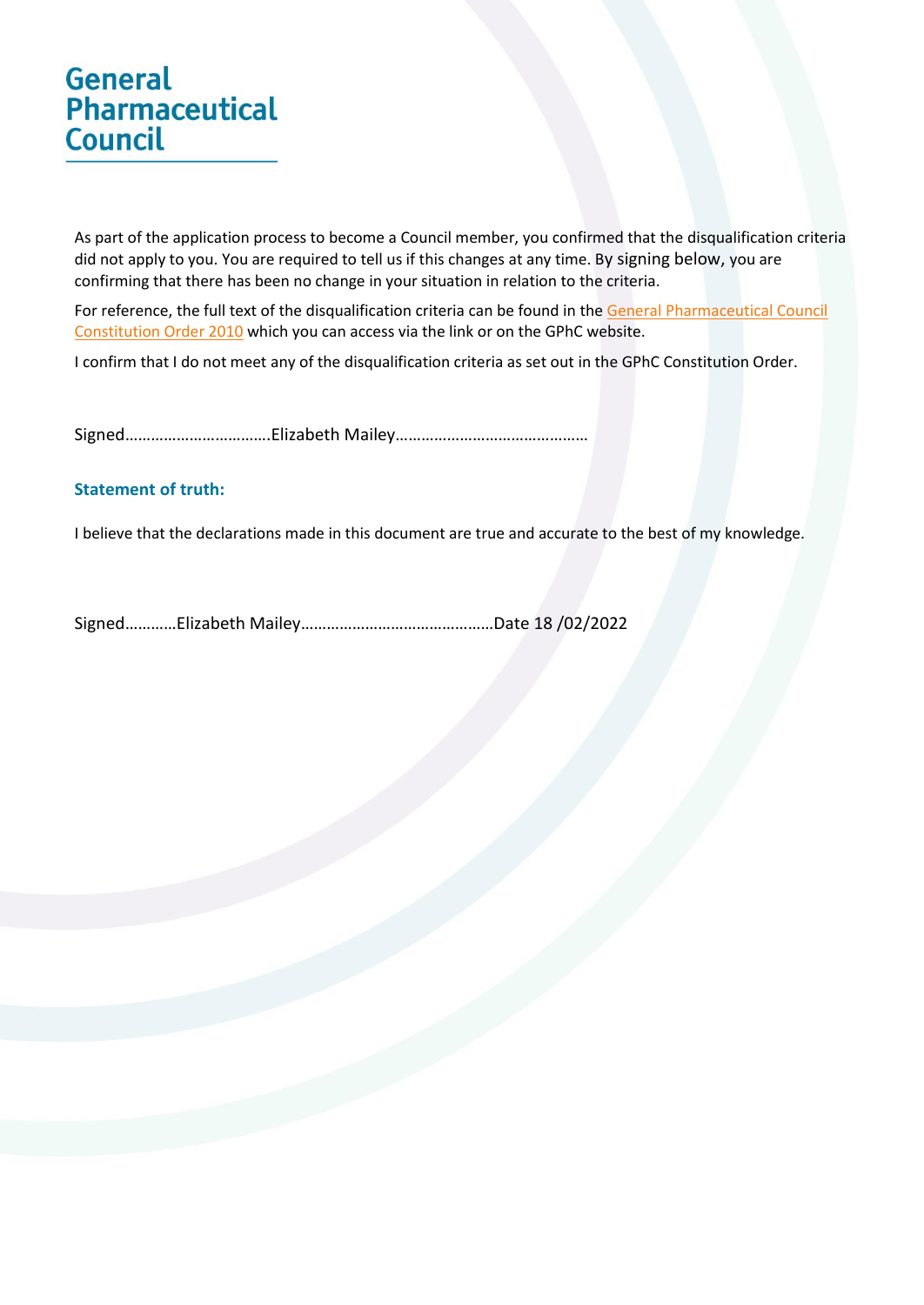# General Pharmaceutical Council

As part of the application process to become a Council member, you confirmed that the disqualification criteria did not apply to you. You are required to tell us if this changes at any time. By signing below, you are confirming that there has been no change in your situation in relation to the criteria.

For reference, the full text of the disqualification criteria can be found in the General Pharmaceutical Council Constitution Order 2010 which you can access via the link or on the GPhC website.

I confirm that I do not meet any of the disqualification criteria as set out in the GPhC Constitution Order.

Signed…………………………….Elizabeth Mailey………………………………………

### Statement of truth:

I believe that the declarations made in this document are true and accurate to the best of my knowledge.

Signed…………Elizabeth Mailey………………………………………Date 18 /02/2022